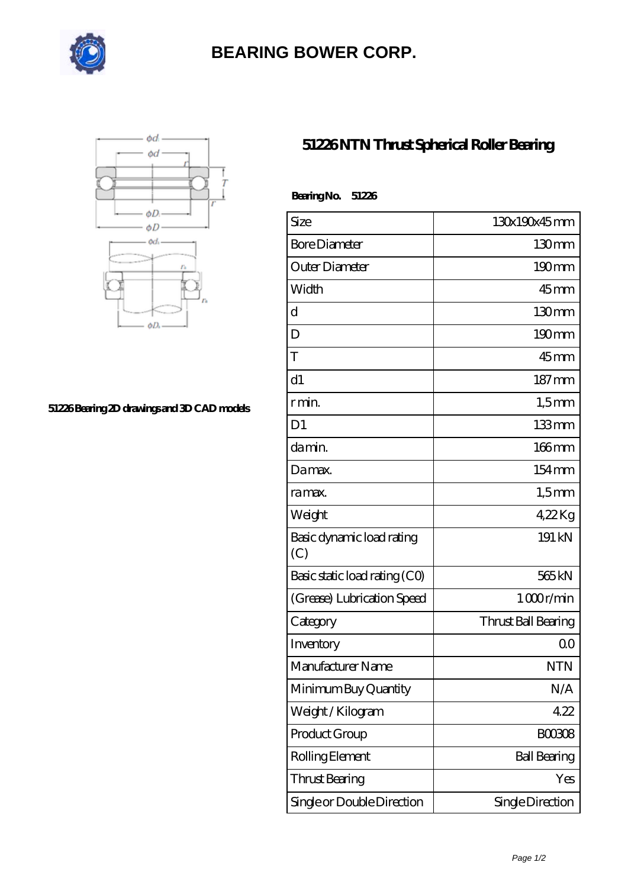# BEARING BOWER CORP.

51226 Bearing 2D drawings and 3D CAD models

## 51226 NTN Thrust Spherical Roller Bearing

**Bearing No. 51226**

| Size | 130x190x45 mm |
|---|---|
| Bore Diameter | 130 mm |
| Outer Diameter | 190 mm |
| Width | 45 mm |
| d | 130 mm |
| D | 190 mm |
| T | 45 mm |
| d1 | 187 mm |
| r min. | 1,5 mm |
| D1 | 133 mm |
| da min. | 166 mm |
| Da max. | 154 mm |
| ra max. | 1,5 mm |
| Weight | 4,22 Kg |
| Basic dynamic load rating (C) | 191 kN |
| Basic static load rating (C0) | 565 kN |
| (Grease) Lubrication Speed | 1 000 r/min |
| Category | Thrust Ball Bearing |
| Inventory | 0.0 |
| Manufacturer Name | NTN |
| Minimum Buy Quantity | N/A |
| Weight / Kilogram | 4.22 |
| Product Group | B00308 |
| Rolling Element | Ball Bearing |
| Thrust Bearing | Yes |
| Single or Double Direction | Single Direction |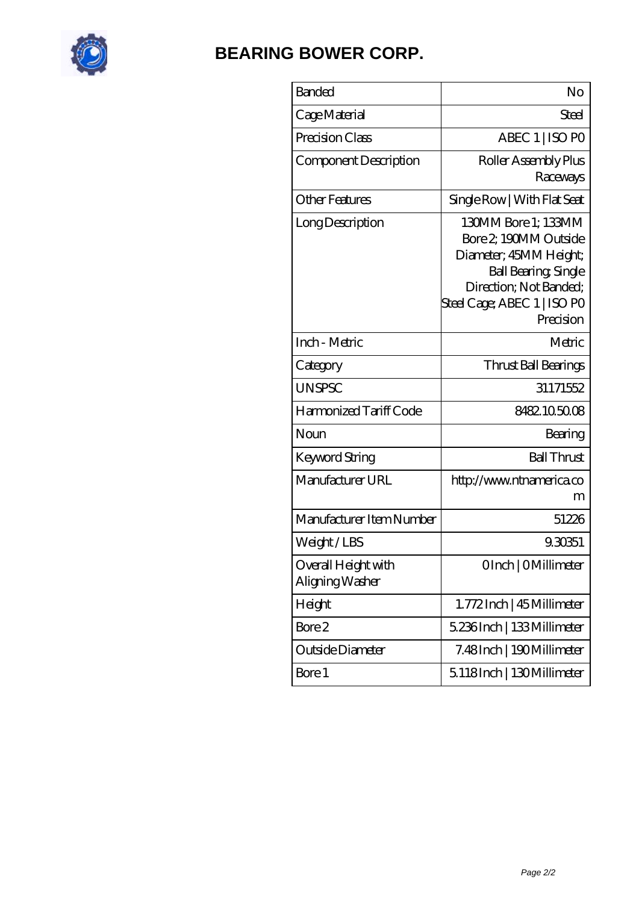# BEARING BOWER CORP.

| | |
|---|---|
| Banded | No |
| Cage Material | Steel |
| Precision Class | ABEC 1 \| ISO P0 |
| Component Description | Roller Assembly Plus Raceways |
| Other Features | Single Row \| With Flat Seat |
| Long Description | 130MM Bore 1; 133MM Bore 2; 190MM Outside Diameter; 45MM Height; Ball Bearing; Single Direction; Not Banded; Steel Cage; ABEC 1 \| ISO P0 Precision |
| Inch - Metric | Metric |
| Category | Thrust Ball Bearings |
| UNSPSC | 31171552 |
| Harmonized Tariff Code | 8482.10.50.08 |
| Noun | Bearing |
| Keyword String | Ball Thrust |
| Manufacturer URL | http://www.ntnamerica.com |
| Manufacturer Item Number | 51226 |
| Weight / LBS | 9.30351 |
| Overall Height with Aligning Washer | 0 Inch \| 0 Millimeter |
| Height | 1.772 Inch \| 45 Millimeter |
| Bore 2 | 5.236 Inch \| 133 Millimeter |
| Outside Diameter | 7.48 Inch \| 190 Millimeter |
| Bore 1 | 5.118 Inch \| 130 Millimeter |